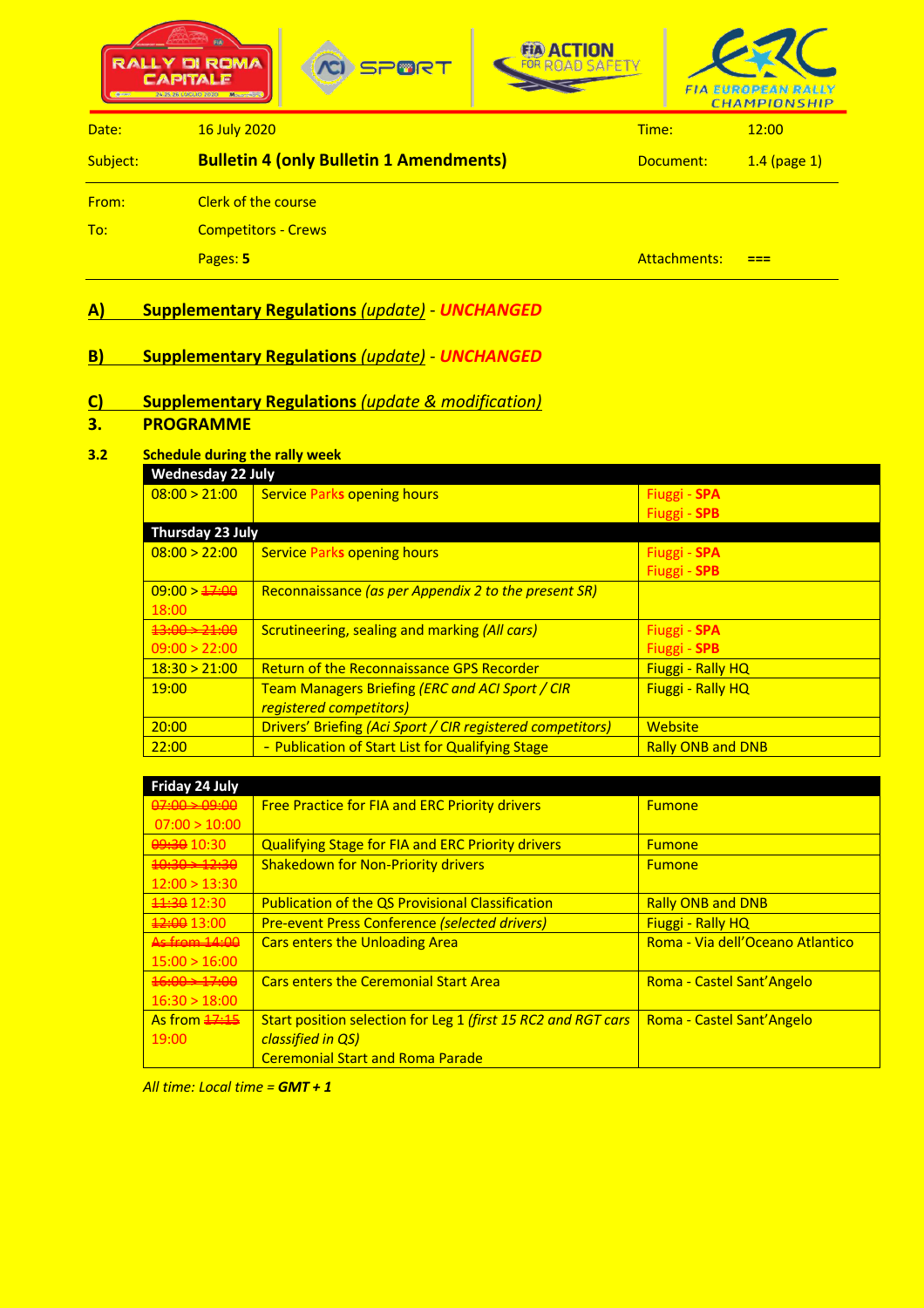| Date: | 16 July 2020 | Time: | 12:00 |
|---|---|---|---|
| Subject: | **Bulletin 4 (only Bulletin 1 Amendments)** | Document: | 1.4 (page 1) |
| From: | Clerk of the course | | |
| To: | Competitors - Crews | | |
| | Pages: **5** | Attachments: | === |

## A) Supplementary Regulations *(update)* - ***UNCHANGED***

## B) Supplementary Regulations *(update)* - ***UNCHANGED***

## C) Supplementary Regulations *(update & modification)*

## 3. PROGRAMME

### 3.2 Schedule during the rally week

| **Wednesday 22 July** | | |
|---|---|---|
| 08:00 > 21:00 | Service Parks opening hours | Fiuggi - **SPA**<br>Fiuggi - **SPB** |
| **Thursday 23 July** | | |
| 08:00 > 22:00 | Service Parks opening hours | Fiuggi - **SPA**<br>Fiuggi - **SPB** |
| 09:00 > ~~17:00~~<br>18:00 | Reconnaissance *(as per Appendix 2 to the present SR)* | |
| ~~13:00 > 21:00~~<br>09:00 > 22:00 | Scrutineering, sealing and marking *(All cars)* | Fiuggi - **SPA**<br>Fiuggi - **SPB** |
| 18:30 > 21:00 | Return of the Reconnaissance GPS Recorder | Fiuggi - Rally HQ |
| 19:00 | Team Managers Briefing *(ERC and ACI Sport / CIR registered competitors)* | Fiuggi - Rally HQ |
| 20:00 | Drivers' Briefing *(Aci Sport / CIR registered competitors)* | Website |
| 22:00 | - Publication of Start List for Qualifying Stage | Rally ONB and DNB |

| **Friday 24 July** | | |
|---|---|---|
| ~~07:00 > 09:00~~<br>07:00 > 10:00 | Free Practice for FIA and ERC Priority drivers | Fumone |
| ~~09:30~~ 10:30 | Qualifying Stage for FIA and ERC Priority drivers | Fumone |
| ~~10:30 > 12:30~~<br>12:00 > 13:30 | Shakedown for Non-Priority drivers | Fumone |
| ~~11:30~~ 12:30 | Publication of the QS Provisional Classification | Rally ONB and DNB |
| ~~12:00~~ 13:00 | Pre-event Press Conference *(selected drivers)* | Fiuggi - Rally HQ |
| ~~As from 14:00~~<br>15:00 > 16:00 | Cars enters the Unloading Area | Roma - Via dell'Oceano Atlantico |
| ~~16:00 > 17:00~~<br>16:30 > 18:00 | Cars enters the Ceremonial Start Area | Roma - Castel Sant'Angelo |
| As from ~~17:15~~<br>19:00 | Start position selection for Leg 1 *(first 15 RC2 and RGT cars classified in QS)*<br>Ceremonial Start and Roma Parade | Roma - Castel Sant'Angelo |

*All time: Local time = **GMT + 1***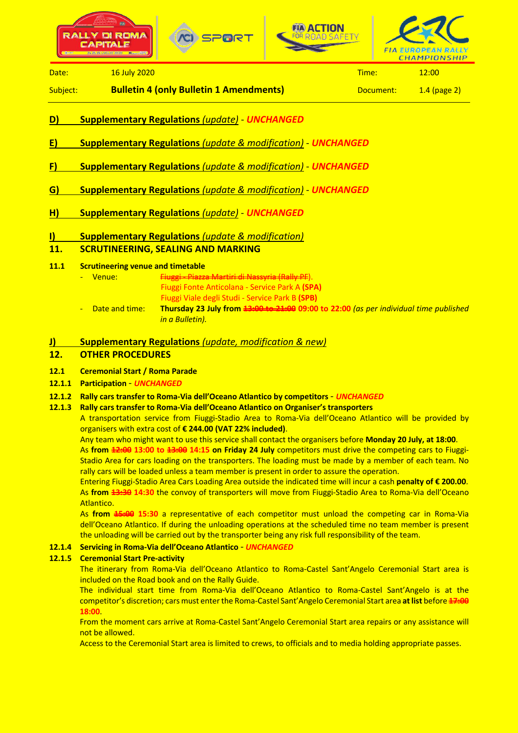Date: 16 July 2020 | Time: 12:00

Subject: **Bulletin 4 (only Bulletin 1 Amendments)** | Document: 1.4 (page 2)

## D) Supplementary Regulations *(update)* - ***UNCHANGED***

## E) Supplementary Regulations *(update & modification)* - ***UNCHANGED***

## F) Supplementary Regulations *(update & modification)* - ***UNCHANGED***

## G) Supplementary Regulations *(update & modification)* - ***UNCHANGED***

## H) Supplementary Regulations *(update)* - ***UNCHANGED***

## I) Supplementary Regulations *(update & modification)*

## 11. SCRUTINEERING, SEALING AND MARKING

**11.1 Scrutineering venue and timetable**

- Venue: ~~Fiuggi - Piazza Martiri di Nassyria (Rally PF)~~.
  Fiuggi Fonte Anticolana - Service Park A **(SPA)**
  Fiuggi Viale degli Studi - Service Park B **(SPB)**
- Date and time: **Thursday 23 July from ~~13:00 to 21:00~~ 09:00 to 22:00** *(as per individual time published in a Bulletin).*

## J) Supplementary Regulations *(update, modification & new)*

## 12. OTHER PROCEDURES

**12.1 Ceremonial Start / Roma Parade**

**12.1.1 Participation** - ***UNCHANGED***

**12.1.2 Rally cars transfer to Roma-Via dell'Oceano Atlantico by competitors** - ***UNCHANGED***

**12.1.3 Rally cars transfer to Roma-Via dell'Oceano Atlantico on Organiser's transporters**

A transportation service from Fiuggi-Stadio Area to Roma-Via dell'Oceano Atlantico will be provided by organisers with extra cost of **€ 244.00 (VAT 22% included)**.

Any team who might want to use this service shall contact the organisers before **Monday 20 July, at 18:00**.

As **from ~~12:00~~ 13:00 to ~~13:00~~ 14:15 on Friday 24 July** competitors must drive the competing cars to Fiuggi-Stadio Area for cars loading on the transporters. The loading must be made by a member of each team. No rally cars will be loaded unless a team member is present in order to assure the operation.

Entering Fiuggi-Stadio Area Cars Loading Area outside the indicated time will incur a cash **penalty of € 200.00**.

As **from ~~13:30~~ 14:30** the convoy of transporters will move from Fiuggi-Stadio Area to Roma-Via dell'Oceano Atlantico.

As **from ~~15:00~~ 15:30** a representative of each competitor must unload the competing car in Roma-Via dell'Oceano Atlantico. If during the unloading operations at the scheduled time no team member is present the unloading will be carried out by the transporter being any risk full responsibility of the team.

**12.1.4 Servicing in Roma-Via dell'Oceano Atlantico** - ***UNCHANGED***

**12.1.5 Ceremonial Start Pre-activity**

The itinerary from Roma-Via dell'Oceano Atlantico to Roma-Castel Sant'Angelo Ceremonial Start area is included on the Road book and on the Rally Guide.

The individual start time from Roma-Via dell'Oceano Atlantico to Roma-Castel Sant'Angelo is at the competitor's discretion; cars must enter the Roma-Castel Sant'Angelo Ceremonial Start area **at list** before **~~17:00~~ 18:00**.

From the moment cars arrive at Roma-Castel Sant'Angelo Ceremonial Start area repairs or any assistance will not be allowed.

Access to the Ceremonial Start area is limited to crews, to officials and to media holding appropriate passes.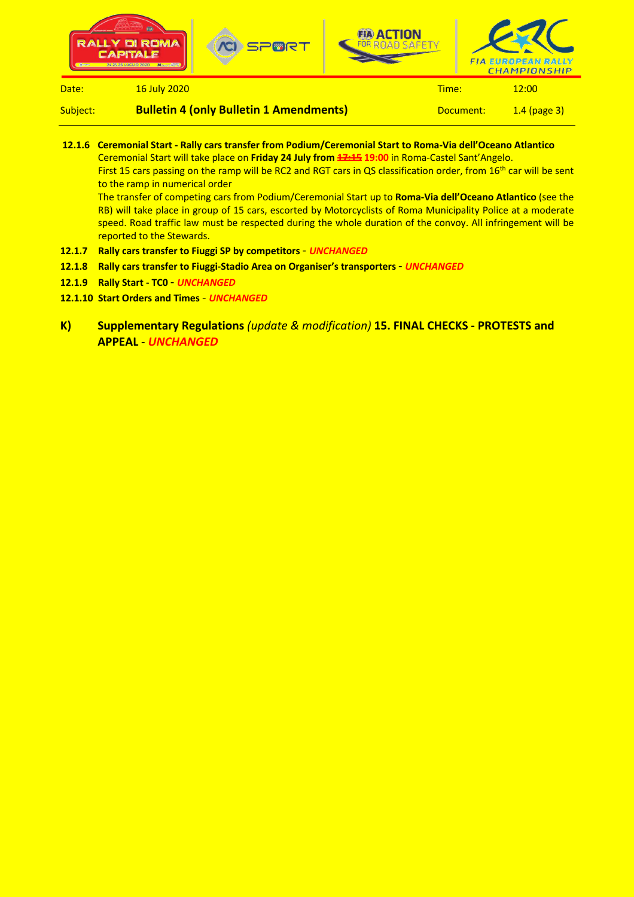**12.1.6 Ceremonial Start - Rally cars transfer from Podium/Ceremonial Start to Roma-Via dell'Oceano Atlantico**

Ceremonial Start will take place on **Friday 24 July from ~~17:15~~ 19:00** in Roma-Castel Sant'Angelo.

First 15 cars passing on the ramp will be RC2 and RGT cars in QS classification order, from 16th car will be sent to the ramp in numerical order

The transfer of competing cars from Podium/Ceremonial Start up to **Roma-Via dell'Oceano Atlantico** (see the RB) will take place in group of 15 cars, escorted by Motorcyclists of Roma Municipality Police at a moderate speed. Road traffic law must be respected during the whole duration of the convoy. All infringement will be reported to the Stewards.

**12.1.7 Rally cars transfer to Fiuggi SP by competitors** - ***UNCHANGED***

**12.1.8 Rally cars transfer to Fiuggi-Stadio Area on Organiser's transporters** - ***UNCHANGED***

**12.1.9 Rally Start - TC0** - ***UNCHANGED***

**12.1.10 Start Orders and Times** - ***UNCHANGED***

**K) Supplementary Regulations** *(update & modification)* **15. FINAL CHECKS - PROTESTS and APPEAL** - ***UNCHANGED***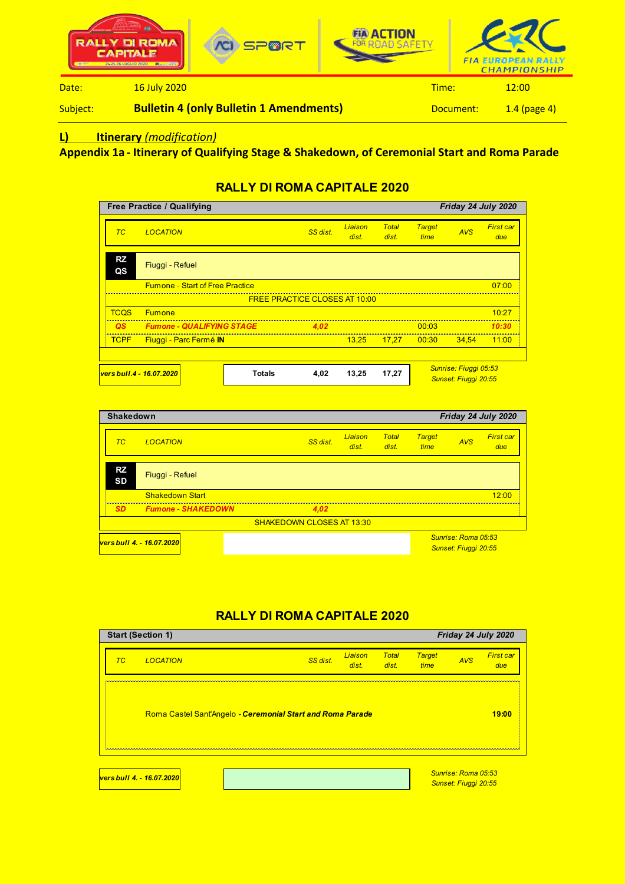| Date: | 16 July 2020 | Time: | 12:00 |
|---|---|---|---|
| Subject: | **Bulletin 4 (only Bulletin 1 Amendments)** | Document: | 1.4 (page 4) |

## L) Itinerary *(modification)*

## Appendix 1a - Itinerary of Qualifying Stage & Shakedown, of Ceremonial Start and Roma Parade

### RALLY DI ROMA CAPITALE 2020

**Free Practice / Qualifying** — *Friday 24 July 2020*

| TC | LOCATION | SS dist. | Liaison dist. | Total dist. | Target time | AVS | First car due |
|---|---|---|---|---|---|---|---|
| **RZ QS** | Fiuggi - Refuel | | | | | | |
| | Fumone - Start of Free Practice | | | | | | 07:00 |
| | FREE PRACTICE CLOSES AT 10:00 | | | | | | |
| TCQS | Fumone | | | | | | 10:27 |
| *QS* | ***Fumone - QUALIFYING STAGE*** | *4,02* | | | 00:03 | | *10:30* |
| TCPF | Fiuggi - Parc Fermé **IN** | | 13,25 | 17,27 | 00:30 | 34,54 | 11:00 |
| ***vers bull.4 - 16.07.2020*** | **Totals** | **4,02** | **13,25** | **17,27** | | | |

*Sunrise: Fiuggi 05:53*
*Sunset: Fiuggi 20:55*

**Shakedown** — *Friday 24 July 2020*

| TC | LOCATION | SS dist. | Liaison dist. | Total dist. | Target time | AVS | First car due |
|---|---|---|---|---|---|---|---|
| **RZ SD** | Fiuggi - Refuel | | | | | | |
| | Shakedown Start | | | | | | 12:00 |
| *SD* | ***Fumone - SHAKEDOWN*** | *4,02* | | | | | |
| | SHAKEDOWN CLOSES AT 13:30 | | | | | | |

***vers bull 4. - 16.07.2020***

*Sunrise: Roma 05:53*
*Sunset: Fiuggi 20:55*

### RALLY DI ROMA CAPITALE 2020

**Start (Section 1)** — *Friday 24 July 2020*

| TC | LOCATION | SS dist. | Liaison dist. | Total dist. | Target time | AVS | First car due |
|---|---|---|---|---|---|---|---|
| | Roma Castel Sant'Angelo - ***Ceremonial Start and Roma Parade*** | | | | | | **19:00** |

***vers bull 4. - 16.07.2020***

*Sunrise: Roma 05:53*
*Sunset: Fiuggi 20:55*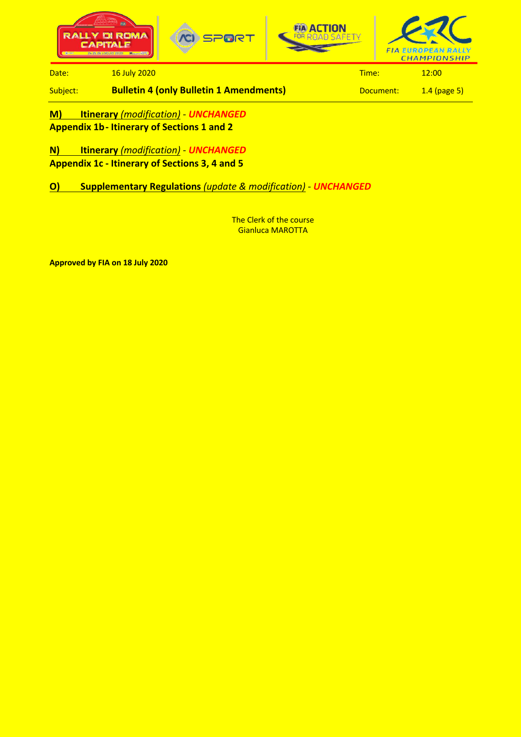| | | | |
|---|---|---|---|
| Date: | 16 July 2020 | Time: | 12:00 |
| Subject: | **Bulletin 4 (only Bulletin 1 Amendments)** | Document: | 1.4 (page 5) |

**M) Itinerary** *(modification)* - ***UNCHANGED***

**Appendix 1b - Itinerary of Sections 1 and 2**

**N) Itinerary** *(modification)* - ***UNCHANGED***

**Appendix 1c - Itinerary of Sections 3, 4 and 5**

**O) Supplementary Regulations** *(update & modification)* - ***UNCHANGED***

The Clerk of the course
Gianluca MAROTTA

**Approved by FIA on 18 July 2020**